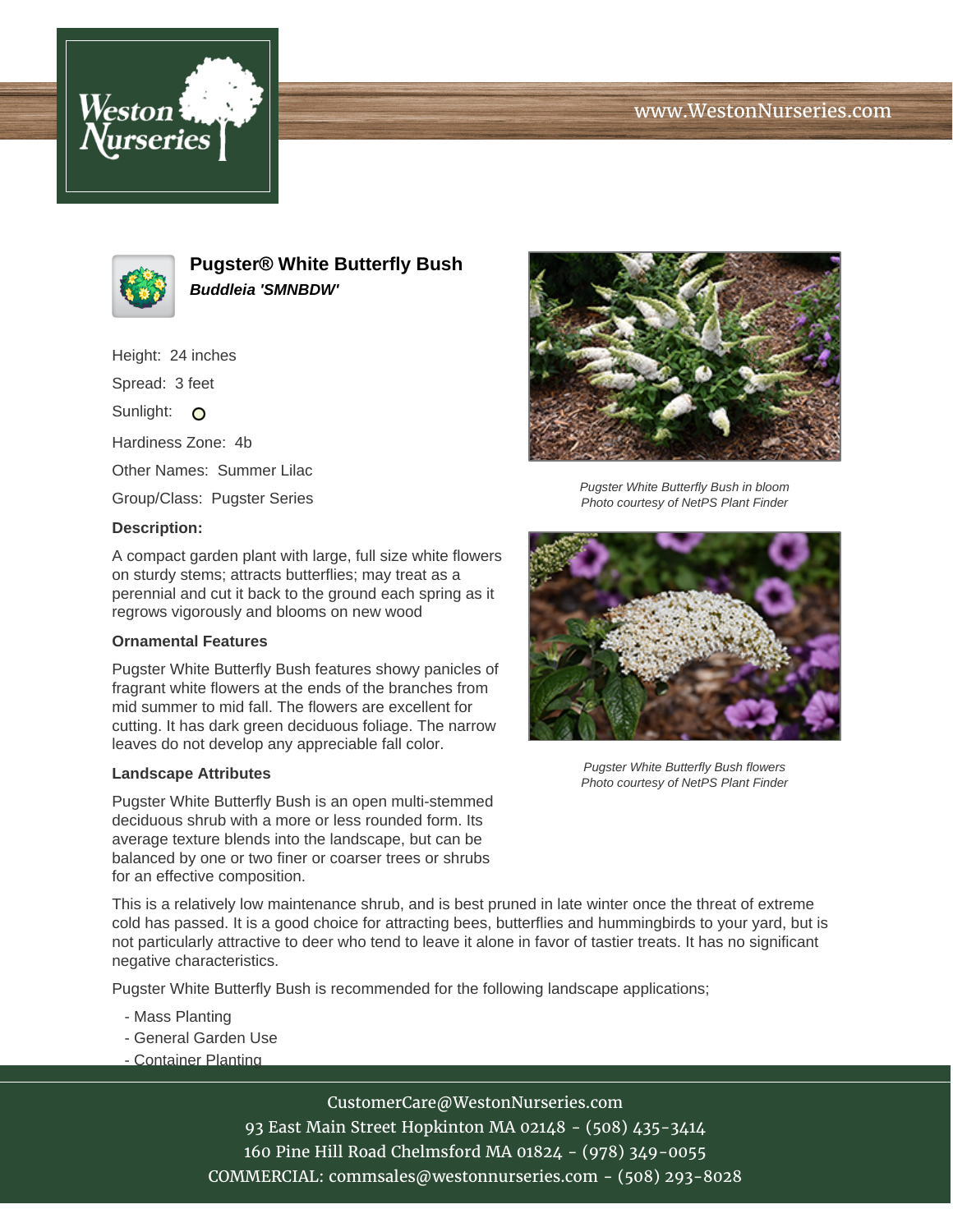# Pugster® White Butterfly Bush

***Buddleia 'SMNBDW'***

Height: 24 inches

Spread: 3 feet

Sunlight: O

Hardiness Zone: 4b

Other Names: Summer Lilac

Group/Class: Pugster Series

**Description:**

A compact garden plant with large, full size white flowers on sturdy stems; attracts butterflies; may treat as a perennial and cut it back to the ground each spring as it regrows vigorously and blooms on new wood

*Pugster White Butterfly Bush in bloom*
*Photo courtesy of NetPS Plant Finder*

*Pugster White Butterfly Bush flowers*
*Photo courtesy of NetPS Plant Finder*

### Ornamental Features

Pugster White Butterfly Bush features showy panicles of fragrant white flowers at the ends of the branches from mid summer to mid fall. The flowers are excellent for cutting. It has dark green deciduous foliage. The narrow leaves do not develop any appreciable fall color.

### Landscape Attributes

Pugster White Butterfly Bush is an open multi-stemmed deciduous shrub with a more or less rounded form. Its average texture blends into the landscape, but can be balanced by one or two finer or coarser trees or shrubs for an effective composition.

This is a relatively low maintenance shrub, and is best pruned in late winter once the threat of extreme cold has passed. It is a good choice for attracting bees, butterflies and hummingbirds to your yard, but is not particularly attractive to deer who tend to leave it alone in favor of tastier treats. It has no significant negative characteristics.

Pugster White Butterfly Bush is recommended for the following landscape applications;

- Mass Planting
- General Garden Use
- Container Planting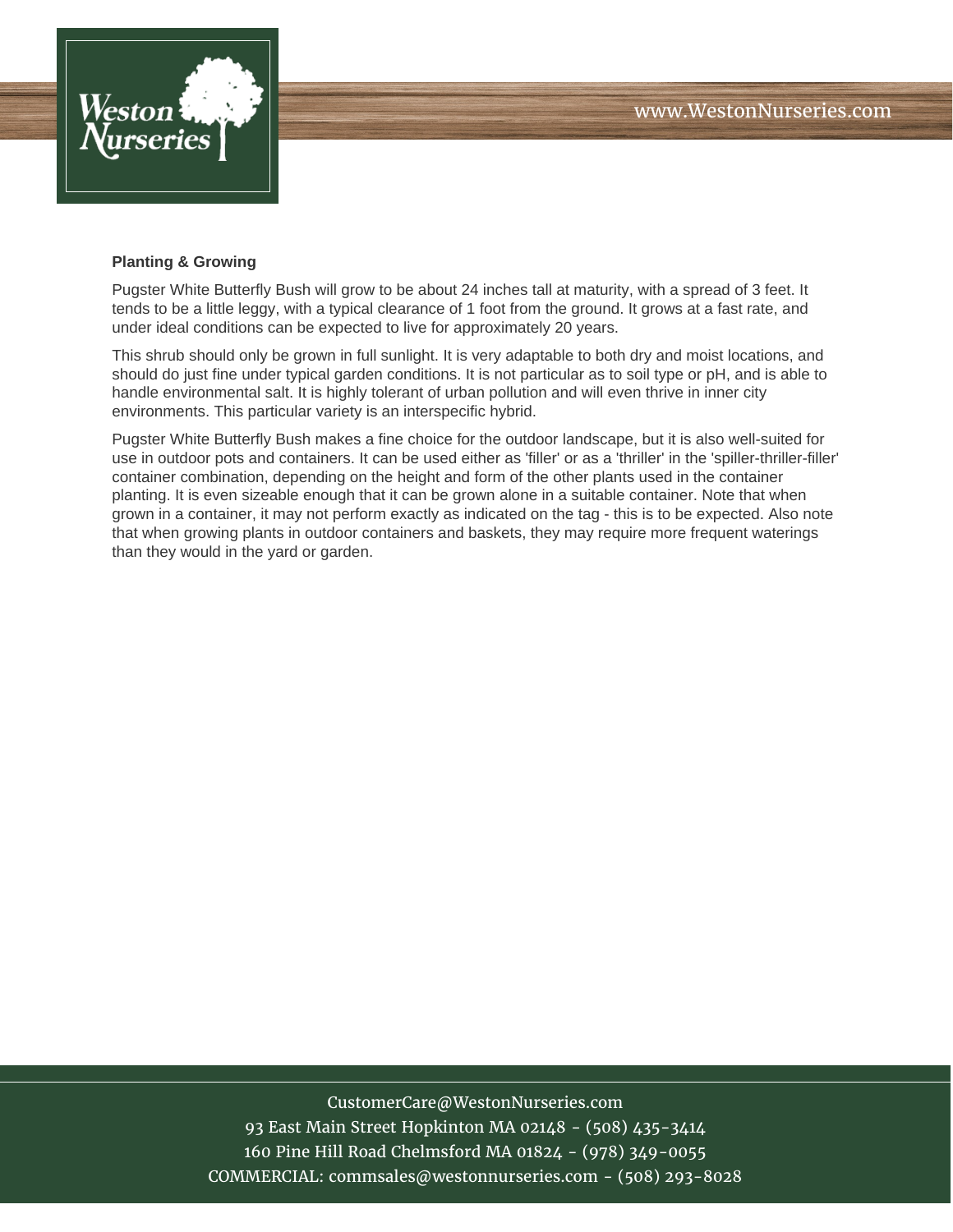### Planting & Growing

Pugster White Butterfly Bush will grow to be about 24 inches tall at maturity, with a spread of 3 feet. It tends to be a little leggy, with a typical clearance of 1 foot from the ground. It grows at a fast rate, and under ideal conditions can be expected to live for approximately 20 years.

This shrub should only be grown in full sunlight. It is very adaptable to both dry and moist locations, and should do just fine under typical garden conditions. It is not particular as to soil type or pH, and is able to handle environmental salt. It is highly tolerant of urban pollution and will even thrive in inner city environments. This particular variety is an interspecific hybrid.

Pugster White Butterfly Bush makes a fine choice for the outdoor landscape, but it is also well-suited for use in outdoor pots and containers. It can be used either as 'filler' or as a 'thriller' in the 'spiller-thriller-filler' container combination, depending on the height and form of the other plants used in the container planting. It is even sizeable enough that it can be grown alone in a suitable container. Note that when grown in a container, it may not perform exactly as indicated on the tag - this is to be expected. Also note that when growing plants in outdoor containers and baskets, they may require more frequent waterings than they would in the yard or garden.